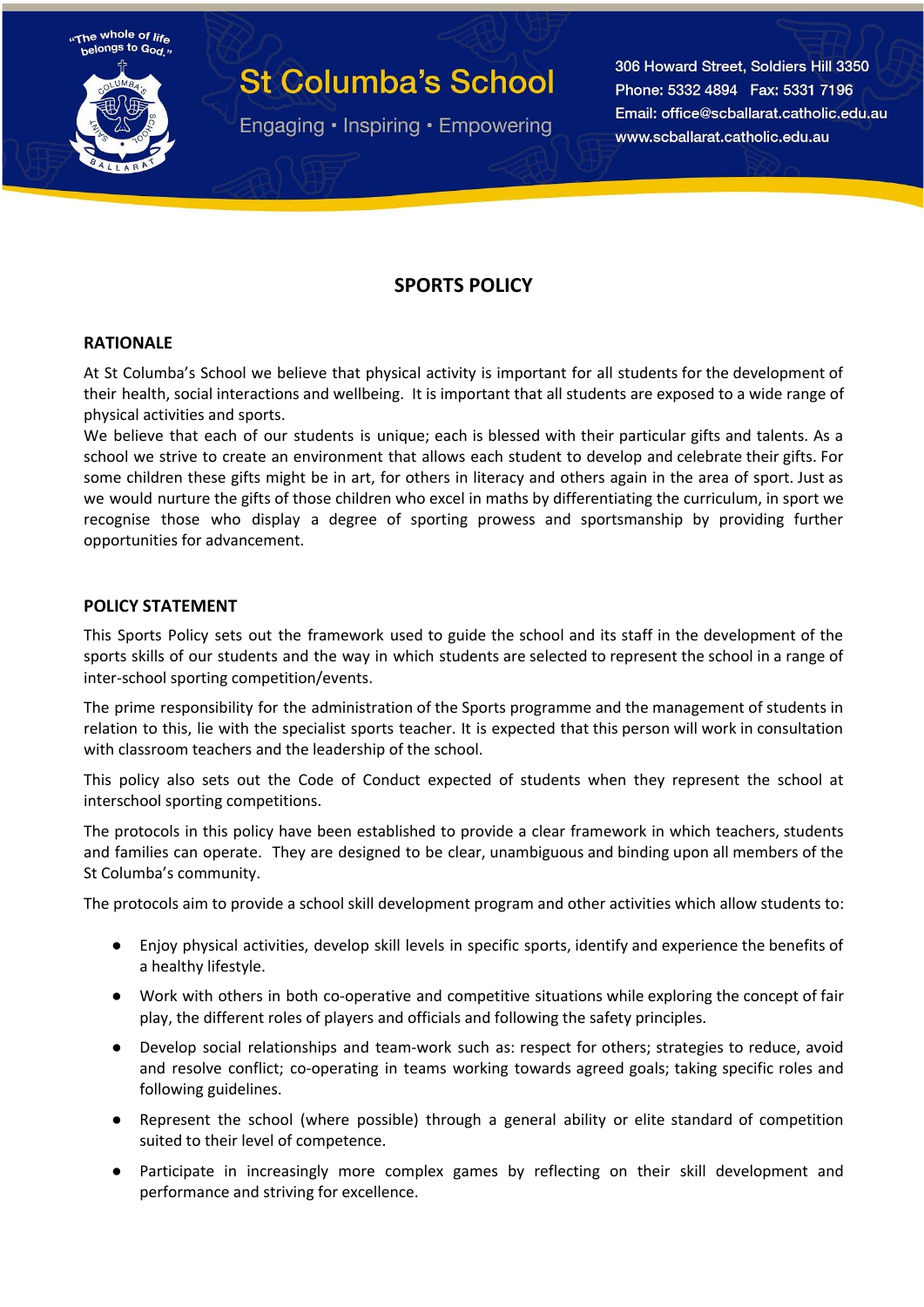"The whole of life belongs to God."

# St Columba's School

Engaging • Inspiring • Empowering

306 Howard Street, Soldiers Hill 3350
Phone: 5332 4894 Fax: 5331 7196
Email: office@scballarat.catholic.edu.au
www.scballarat.catholic.edu.au

## SPORTS POLICY

### RATIONALE

At St Columba's School we believe that physical activity is important for all students for the development of their health, social interactions and wellbeing. It is important that all students are exposed to a wide range of physical activities and sports.

We believe that each of our students is unique; each is blessed with their particular gifts and talents. As a school we strive to create an environment that allows each student to develop and celebrate their gifts. For some children these gifts might be in art, for others in literacy and others again in the area of sport. Just as we would nurture the gifts of those children who excel in maths by differentiating the curriculum, in sport we recognise those who display a degree of sporting prowess and sportsmanship by providing further opportunities for advancement.

### POLICY STATEMENT

This Sports Policy sets out the framework used to guide the school and its staff in the development of the sports skills of our students and the way in which students are selected to represent the school in a range of inter-school sporting competition/events.

The prime responsibility for the administration of the Sports programme and the management of students in relation to this, lie with the specialist sports teacher. It is expected that this person will work in consultation with classroom teachers and the leadership of the school.

This policy also sets out the Code of Conduct expected of students when they represent the school at interschool sporting competitions.

The protocols in this policy have been established to provide a clear framework in which teachers, students and families can operate. They are designed to be clear, unambiguous and binding upon all members of the St Columba's community.

The protocols aim to provide a school skill development program and other activities which allow students to:

- Enjoy physical activities, develop skill levels in specific sports, identify and experience the benefits of a healthy lifestyle.
- Work with others in both co-operative and competitive situations while exploring the concept of fair play, the different roles of players and officials and following the safety principles.
- Develop social relationships and team-work such as: respect for others; strategies to reduce, avoid and resolve conflict; co-operating in teams working towards agreed goals; taking specific roles and following guidelines.
- Represent the school (where possible) through a general ability or elite standard of competition suited to their level of competence.
- Participate in increasingly more complex games by reflecting on their skill development and performance and striving for excellence.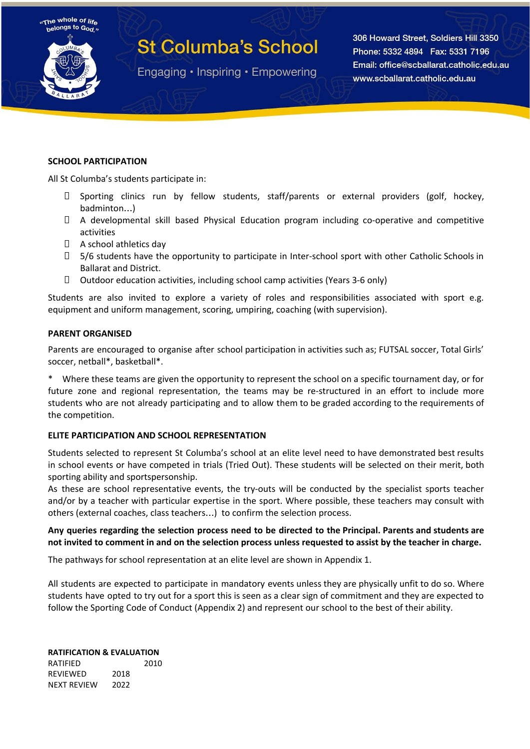SCHOOL PARTICIPATION

All St Columba's students participate in:

- Sporting clinics run by fellow students, staff/parents or external providers (golf, hockey, badminton…)
- A developmental skill based Physical Education program including co-operative and competitive activities
- A school athletics day
- 5/6 students have the opportunity to participate in Inter-school sport with other Catholic Schools in Ballarat and District.
- Outdoor education activities, including school camp activities (Years 3-6 only)

Students are also invited to explore a variety of roles and responsibilities associated with sport e.g. equipment and uniform management, scoring, umpiring, coaching (with supervision).

**PARENT ORGANISED**

Parents are encouraged to organise after school participation in activities such as; FUTSAL soccer, Total Girls' soccer, netball*, basketball*.

* Where these teams are given the opportunity to represent the school on a specific tournament day, or for future zone and regional representation, the teams may be re-structured in an effort to include more students who are not already participating and to allow them to be graded according to the requirements of the competition.

**ELITE PARTICIPATION AND SCHOOL REPRESENTATION**

Students selected to represent St Columba's school at an elite level need to have demonstrated best results in school events or have competed in trials (Tried Out). These students will be selected on their merit, both sporting ability and sportspersonship.
As these are school representative events, the try-outs will be conducted by the specialist sports teacher and/or by a teacher with particular expertise in the sport. Where possible, these teachers may consult with others (external coaches, class teachers…) to confirm the selection process.

**Any queries regarding the selection process need to be directed to the Principal. Parents and students are not invited to comment in and on the selection process unless requested to assist by the teacher in charge.**

The pathways for school representation at an elite level are shown in Appendix 1.

All students are expected to participate in mandatory events unless they are physically unfit to do so. Where students have opted to try out for a sport this is seen as a clear sign of commitment and they are expected to follow the Sporting Code of Conduct (Appendix 2) and represent our school to the best of their ability.

**RATIFICATION & EVALUATION**

| | |
|---|---|
| RATIFIED | 2010 |
| REVIEWED | 2018 |
| NEXT REVIEW | 2022 |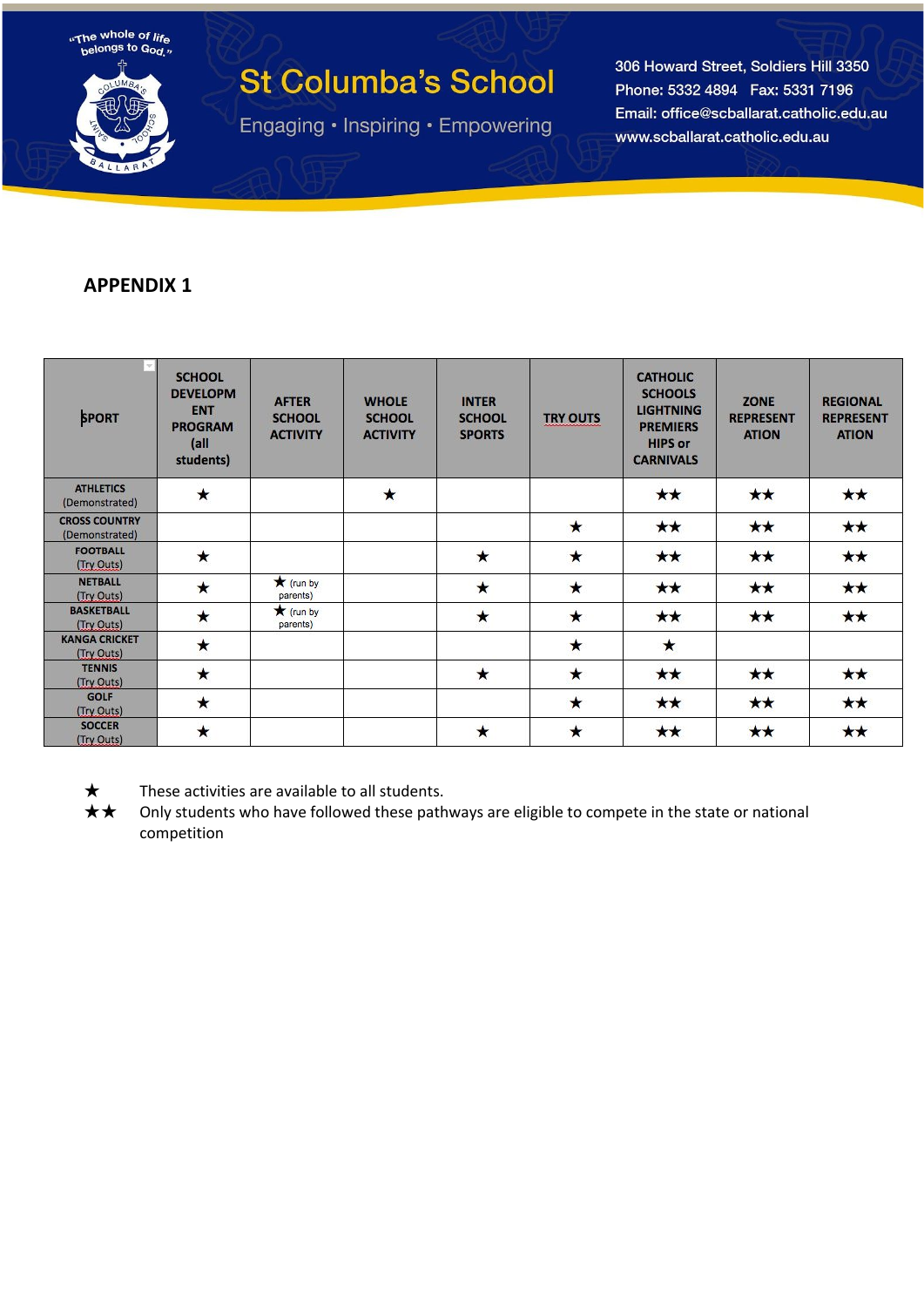## APPENDIX 1

| SPORT | SCHOOL DEVELOPMENT PROGRAM (all students) | AFTER SCHOOL ACTIVITY | WHOLE SCHOOL ACTIVITY | INTER SCHOOL SPORTS | TRY OUTS | CATHOLIC SCHOOLS LIGHTNING PREMIERSHIPS or CARNIVALS | ZONE REPRESENTATION | REGIONAL REPRESENTATION |
|---|---|---|---|---|---|---|---|---|
| ATHLETICS (Demonstrated) | ★ | | ★ | | | ★★ | ★★ | ★★ |
| CROSS COUNTRY (Demonstrated) | | | | | ★ | ★★ | ★★ | ★★ |
| FOOTBALL (Try Outs) | ★ | | | ★ | ★ | ★★ | ★★ | ★★ |
| NETBALL (Try Outs) | ★ | ★ (run by parents) | | ★ | ★ | ★★ | ★★ | ★★ |
| BASKETBALL (Try Outs) | ★ | ★ (run by parents) | | ★ | ★ | ★★ | ★★ | ★★ |
| KANGA CRICKET (Try Outs) | ★ | | | | ★ | ★ | | |
| TENNIS (Try Outs) | ★ | | | ★ | ★ | ★★ | ★★ | ★★ |
| GOLF (Try Outs) | ★ | | | | ★ | ★★ | ★★ | ★★ |
| SOCCER (Try Outs) | ★ | | | ★ | ★ | ★★ | ★★ | ★★ |

★ These activities are available to all students.

★★ Only students who have followed these pathways are eligible to compete in the state or national competition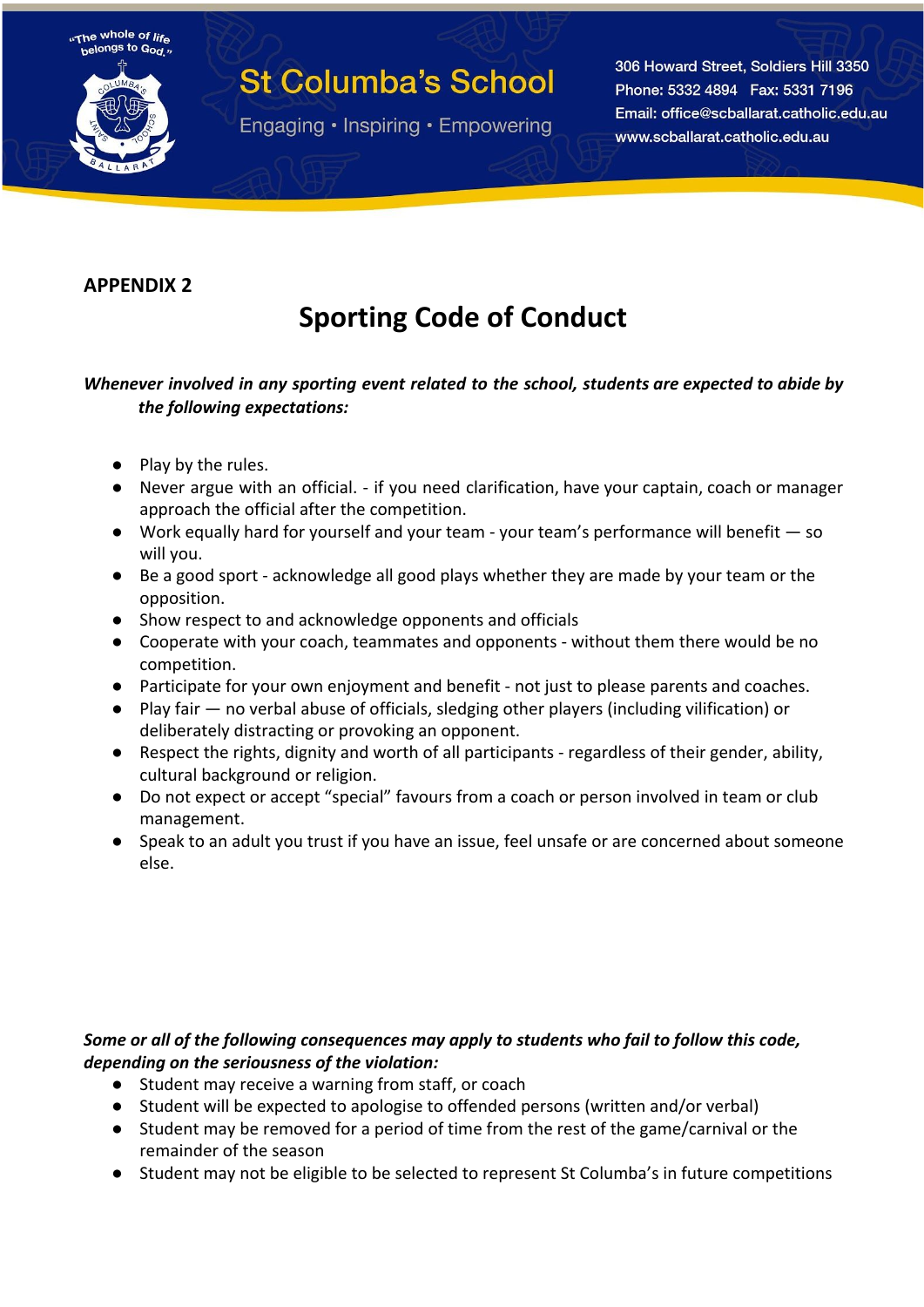**APPENDIX 2**

# Sporting Code of Conduct

***Whenever involved in any sporting event related to the school, students are expected to abide by the following expectations:***

- Play by the rules.
- Never argue with an official. - if you need clarification, have your captain, coach or manager approach the official after the competition.
- Work equally hard for yourself and your team - your team's performance will benefit — so will you.
- Be a good sport - acknowledge all good plays whether they are made by your team or the opposition.
- Show respect to and acknowledge opponents and officials
- Cooperate with your coach, teammates and opponents - without them there would be no competition.
- Participate for your own enjoyment and benefit - not just to please parents and coaches.
- Play fair — no verbal abuse of officials, sledging other players (including vilification) or deliberately distracting or provoking an opponent.
- Respect the rights, dignity and worth of all participants - regardless of their gender, ability, cultural background or religion.
- Do not expect or accept "special" favours from a coach or person involved in team or club management.
- Speak to an adult you trust if you have an issue, feel unsafe or are concerned about someone else.

***Some or all of the following consequences may apply to students who fail to follow this code, depending on the seriousness of the violation:***

- Student may receive a warning from staff, or coach
- Student will be expected to apologise to offended persons (written and/or verbal)
- Student may be removed for a period of time from the rest of the game/carnival or the remainder of the season
- Student may not be eligible to be selected to represent St Columba's in future competitions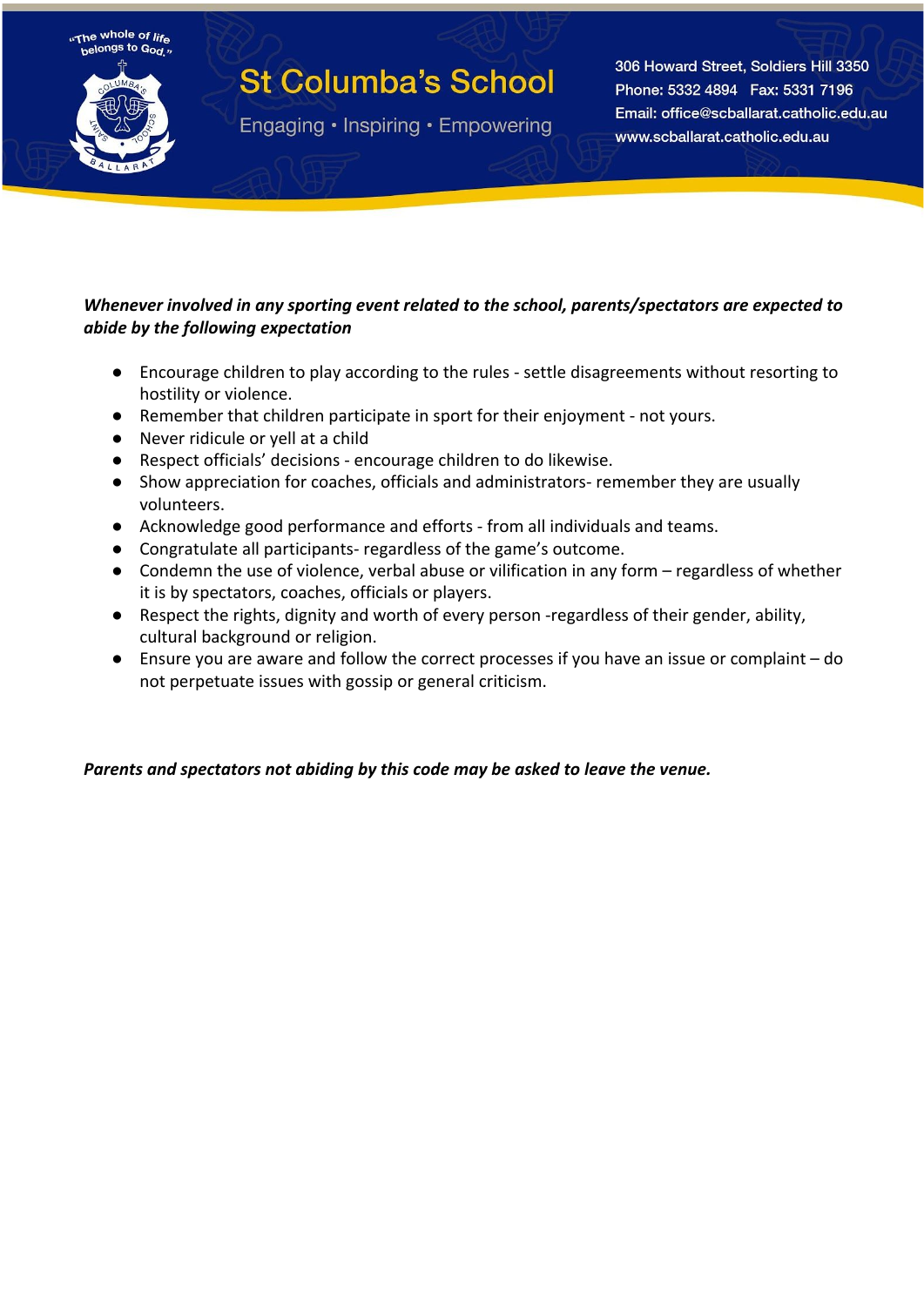*"The whole of life belongs to God."*

# St Columba's School

Engaging • Inspiring • Empowering

306 Howard Street, Soldiers Hill 3350
Phone: 5332 4894 Fax: 5331 7196
Email: office@scballarat.catholic.edu.au
www.scballarat.catholic.edu.au

***Whenever involved in any sporting event related to the school, parents/spectators are expected to abide by the following expectation***

- Encourage children to play according to the rules - settle disagreements without resorting to hostility or violence.
- Remember that children participate in sport for their enjoyment - not yours.
- Never ridicule or yell at a child
- Respect officials' decisions - encourage children to do likewise.
- Show appreciation for coaches, officials and administrators- remember they are usually volunteers.
- Acknowledge good performance and efforts - from all individuals and teams.
- Congratulate all participants- regardless of the game's outcome.
- Condemn the use of violence, verbal abuse or vilification in any form – regardless of whether it is by spectators, coaches, officials or players.
- Respect the rights, dignity and worth of every person -regardless of their gender, ability, cultural background or religion.
- Ensure you are aware and follow the correct processes if you have an issue or complaint – do not perpetuate issues with gossip or general criticism.

***Parents and spectators not abiding by this code may be asked to leave the venue.***